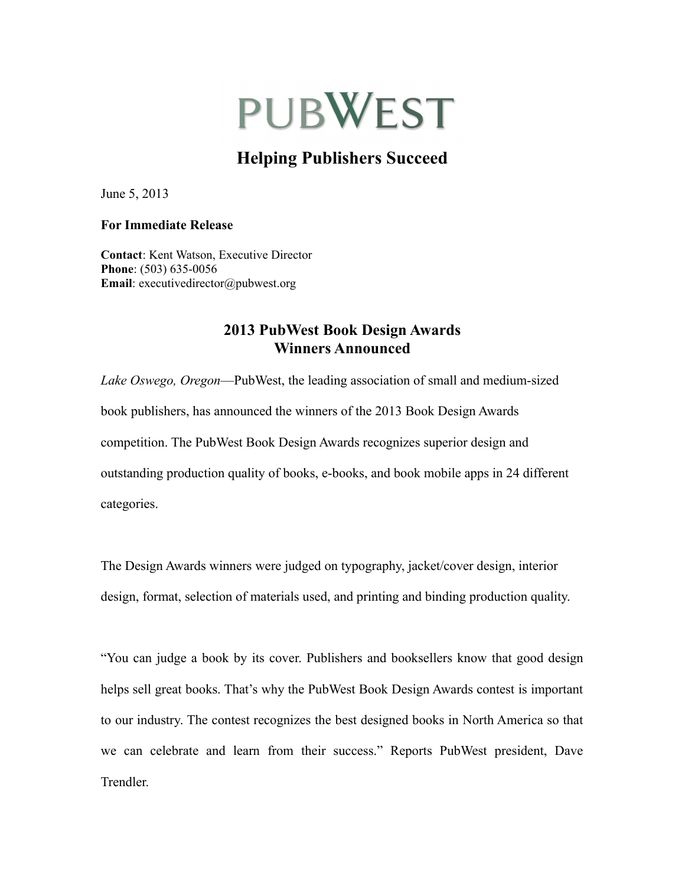# PUBWEST

## Helping Publishers Succeed

June 5, 2013

**For Immediate Release**

**Contact**: Kent Watson, Executive Director  
**Phone**: (503) 635-0056  
**Email**: executivedirector@pubwest.org

### 2013 PubWest Book Design Awards Winners Announced

*Lake Oswego, Oregon*—PubWest, the leading association of small and medium-sized book publishers, has announced the winners of the 2013 Book Design Awards competition. The PubWest Book Design Awards recognizes superior design and outstanding production quality of books, e-books, and book mobile apps in 24 different categories.

The Design Awards winners were judged on typography, jacket/cover design, interior design, format, selection of materials used, and printing and binding production quality.

"You can judge a book by its cover. Publishers and booksellers know that good design helps sell great books. That's why the PubWest Book Design Awards contest is important to our industry. The contest recognizes the best designed books in North America so that we can celebrate and learn from their success." Reports PubWest president, Dave Trendler.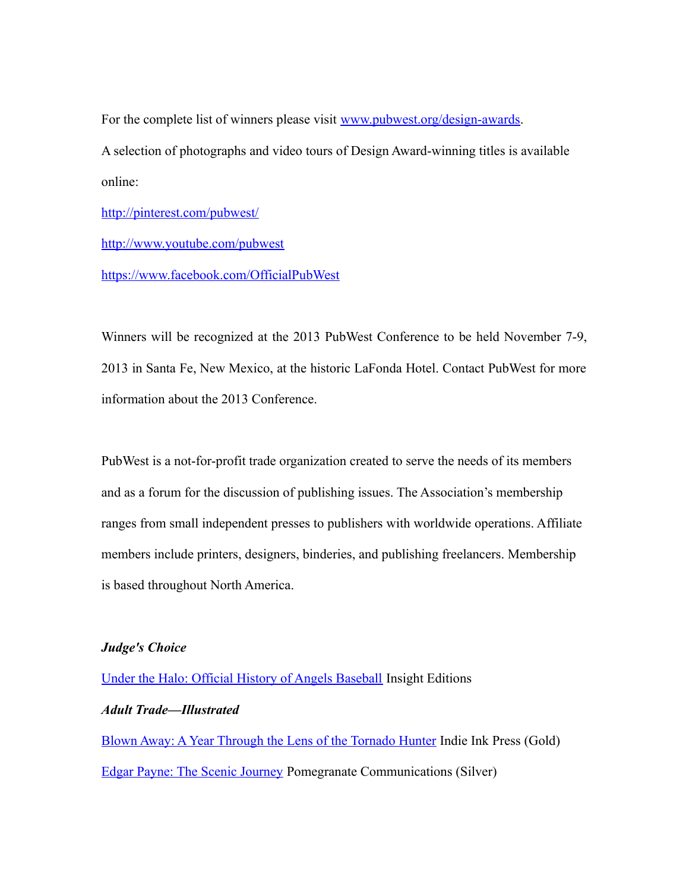For the complete list of winners please visit [www.pubwest.org/design-awards](http://www.pubwest.org/design-awards).

A selection of photographs and video tours of Design Award-winning titles is available online:

[http://pinterest.com/pubwest/](http://pinterest.com/pubwest/)

[http://www.youtube.com/pubwest](http://www.youtube.com/pubwest)

[https://www.facebook.com/OfficialPubWest](https://www.facebook.com/OfficialPubWest)

Winners will be recognized at the 2013 PubWest Conference to be held November 7-9, 2013 in Santa Fe, New Mexico, at the historic LaFonda Hotel. Contact PubWest for more information about the 2013 Conference.

PubWest is a not-for-profit trade organization created to serve the needs of its members and as a forum for the discussion of publishing issues. The Association's membership ranges from small independent presses to publishers with worldwide operations. Affiliate members include printers, designers, binderies, and publishing freelancers. Membership is based throughout North America.

***Judge's Choice***

Under the Halo: Official History of Angels Baseball Insight Editions

***Adult Trade—Illustrated***

Blown Away: A Year Through the Lens of the Tornado Hunter Indie Ink Press (Gold)

Edgar Payne: The Scenic Journey Pomegranate Communications (Silver)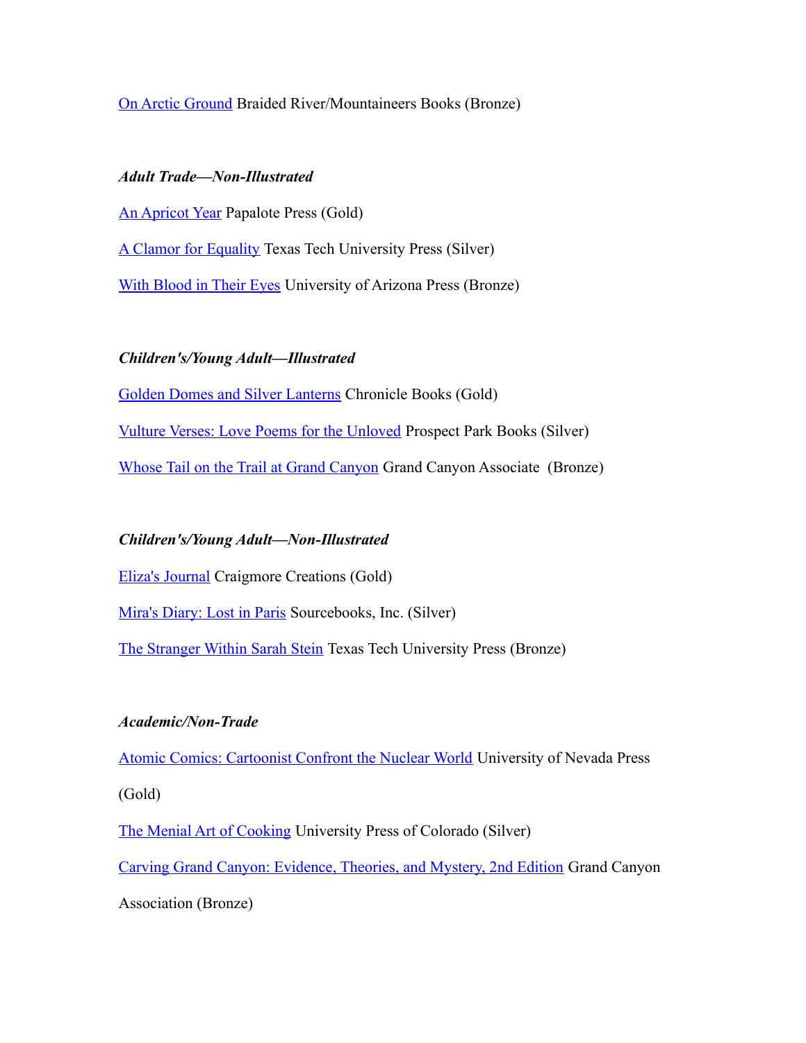On Arctic Ground Braided River/Mountaineers Books (Bronze)

***Adult Trade—Non-Illustrated***

An Apricot Year Papalote Press (Gold)

A Clamor for Equality Texas Tech University Press (Silver)

With Blood in Their Eyes University of Arizona Press (Bronze)

***Children's/Young Adult—Illustrated***

Golden Domes and Silver Lanterns Chronicle Books (Gold)

Vulture Verses: Love Poems for the Unloved Prospect Park Books (Silver)

Whose Tail on the Trail at Grand Canyon Grand Canyon Associate  (Bronze)

***Children's/Young Adult—Non-Illustrated***

Eliza's Journal Craigmore Creations (Gold)

Mira's Diary: Lost in Paris Sourcebooks, Inc. (Silver)

The Stranger Within Sarah Stein Texas Tech University Press (Bronze)

***Academic/Non-Trade***

Atomic Comics: Cartoonist Confront the Nuclear World University of Nevada Press (Gold)

The Menial Art of Cooking University Press of Colorado (Silver)

Carving Grand Canyon: Evidence, Theories, and Mystery, 2nd Edition Grand Canyon Association (Bronze)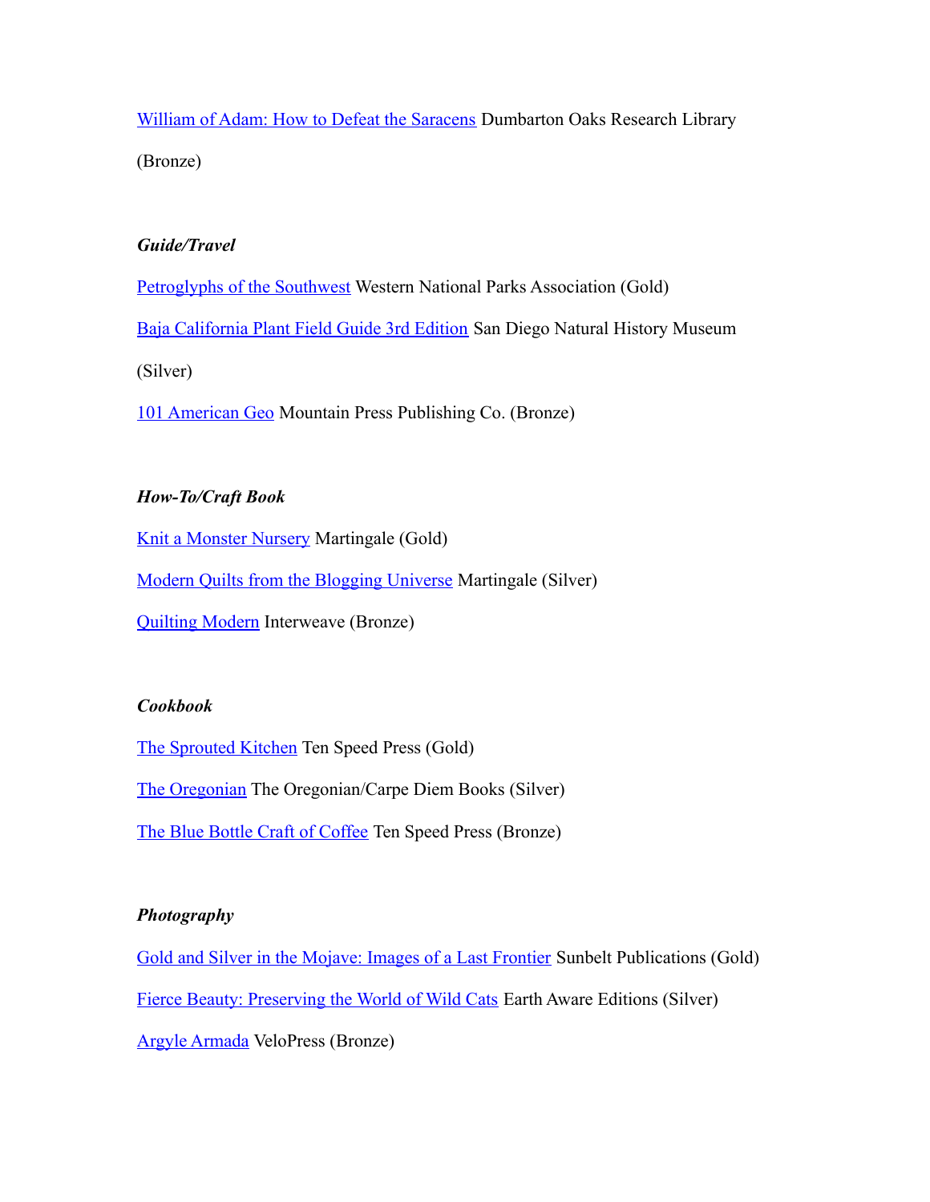William of Adam: How to Defeat the Saracens Dumbarton Oaks Research Library (Bronze)

***Guide/Travel***

Petroglyphs of the Southwest Western National Parks Association (Gold)

Baja California Plant Field Guide 3rd Edition San Diego Natural History Museum (Silver)

101 American Geo Mountain Press Publishing Co. (Bronze)

***How-To/Craft Book***

Knit a Monster Nursery Martingale (Gold)

Modern Quilts from the Blogging Universe Martingale (Silver)

Quilting Modern Interweave (Bronze)

***Cookbook***

The Sprouted Kitchen Ten Speed Press (Gold)

The Oregonian The Oregonian/Carpe Diem Books (Silver)

The Blue Bottle Craft of Coffee Ten Speed Press (Bronze)

***Photography***

Gold and Silver in the Mojave: Images of a Last Frontier Sunbelt Publications (Gold)

Fierce Beauty: Preserving the World of Wild Cats Earth Aware Editions (Silver)

Argyle Armada VeloPress (Bronze)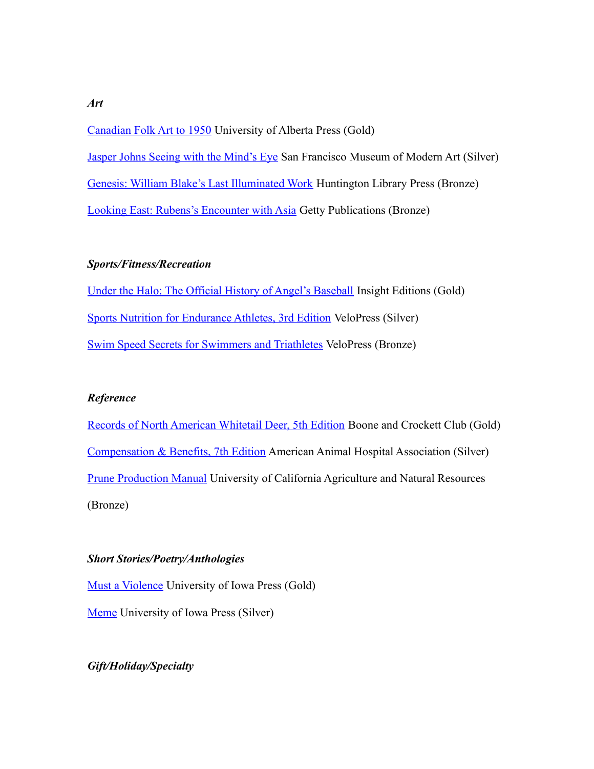***Art***

Canadian Folk Art to 1950 University of Alberta Press (Gold)

Jasper Johns Seeing with the Mind's Eye San Francisco Museum of Modern Art (Silver)

Genesis: William Blake's Last Illuminated Work Huntington Library Press (Bronze)

Looking East: Rubens's Encounter with Asia Getty Publications (Bronze)

***Sports/Fitness/Recreation***

Under the Halo: The Official History of Angel's Baseball Insight Editions (Gold)

Sports Nutrition for Endurance Athletes, 3rd Edition VeloPress (Silver)

Swim Speed Secrets for Swimmers and Triathletes VeloPress (Bronze)

***Reference***

Records of North American Whitetail Deer, 5th Edition Boone and Crockett Club (Gold)

Compensation & Benefits, 7th Edition American Animal Hospital Association (Silver)

Prune Production Manual University of California Agriculture and Natural Resources (Bronze)

***Short Stories/Poetry/Anthologies***

Must a Violence University of Iowa Press (Gold)

Meme University of Iowa Press (Silver)

***Gift/Holiday/Specialty***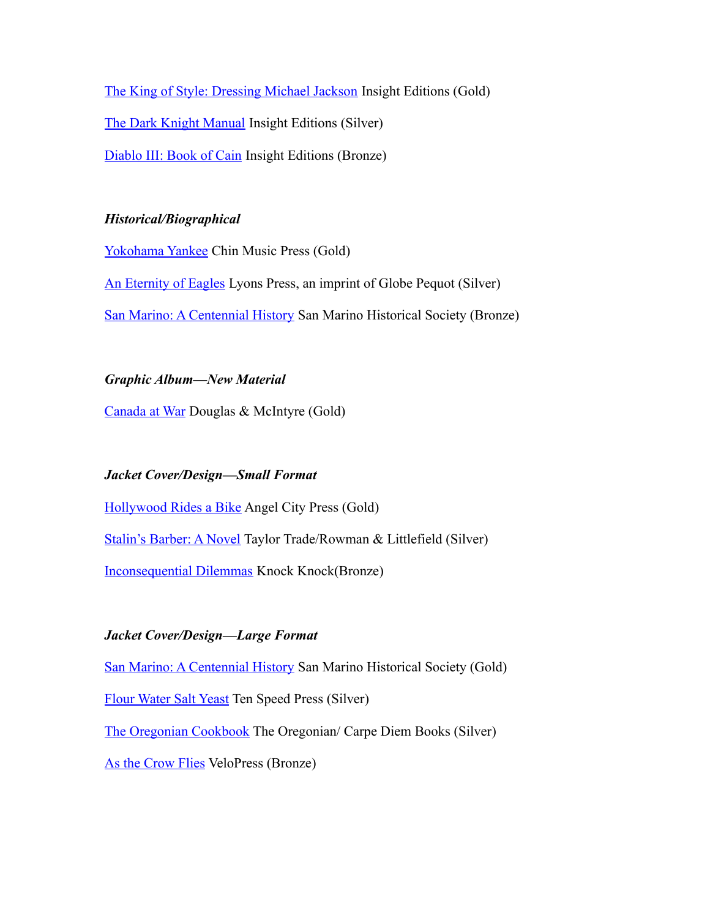The King of Style: Dressing Michael Jackson Insight Editions (Gold)

The Dark Knight Manual Insight Editions (Silver)

Diablo III: Book of Cain Insight Editions (Bronze)

***Historical/Biographical***

Yokohama Yankee Chin Music Press (Gold)

An Eternity of Eagles Lyons Press, an imprint of Globe Pequot (Silver)

San Marino: A Centennial History San Marino Historical Society (Bronze)

***Graphic Album—New Material***

Canada at War Douglas & McIntyre (Gold)

***Jacket Cover/Design—Small Format***

Hollywood Rides a Bike Angel City Press (Gold)

Stalin's Barber: A Novel Taylor Trade/Rowman & Littlefield (Silver)

Inconsequential Dilemmas Knock Knock(Bronze)

***Jacket Cover/Design—Large Format***

San Marino: A Centennial History San Marino Historical Society (Gold)

Flour Water Salt Yeast Ten Speed Press (Silver)

The Oregonian Cookbook The Oregonian/ Carpe Diem Books (Silver)

As the Crow Flies VeloPress (Bronze)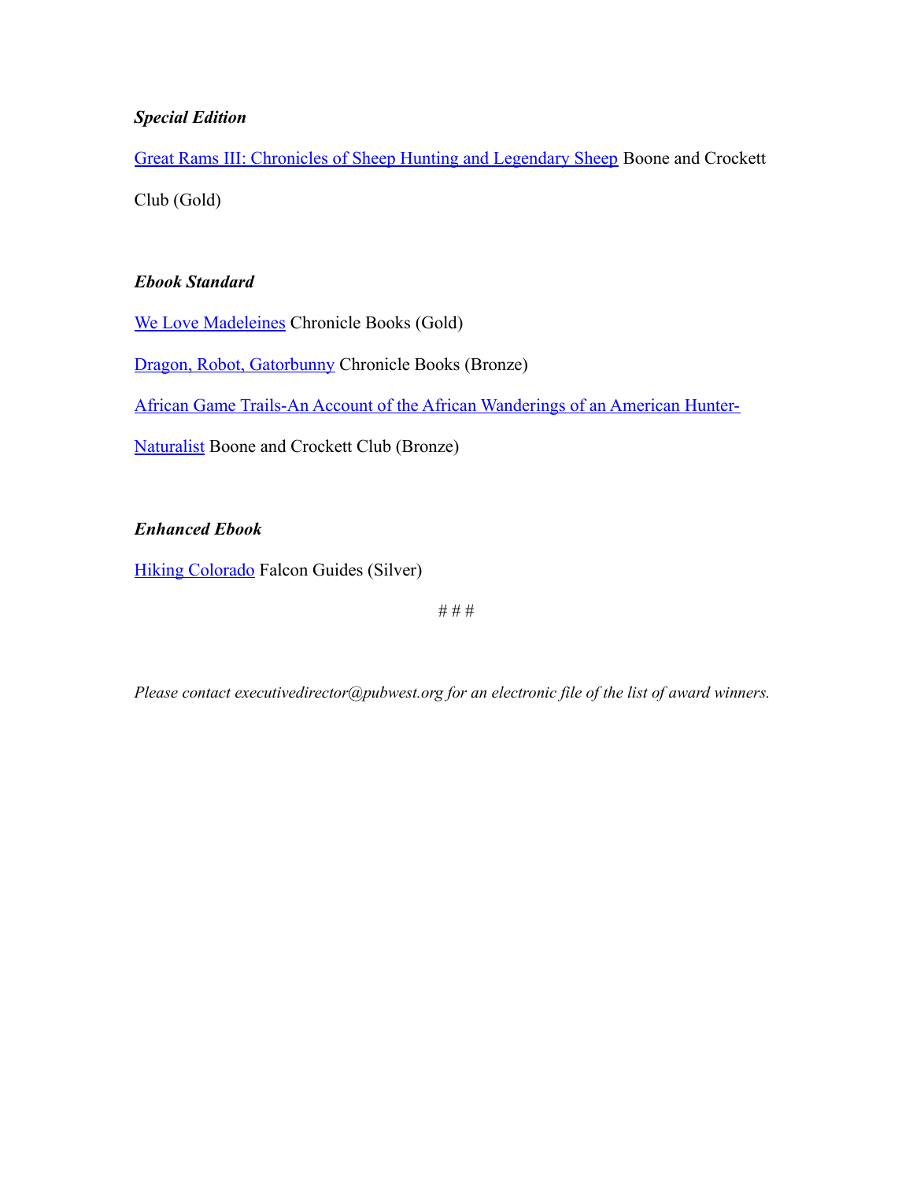***Special Edition***

Great Rams III: Chronicles of Sheep Hunting and Legendary Sheep Boone and Crockett Club (Gold)

***Ebook Standard***

We Love Madeleines Chronicle Books (Gold)

Dragon, Robot, Gatorbunny Chronicle Books (Bronze)

African Game Trails-An Account of the African Wanderings of an American Hunter-Naturalist Boone and Crockett Club (Bronze)

***Enhanced Ebook***

Hiking Colorado Falcon Guides (Silver)

# # #

*Please contact executivedirector@pubwest.org for an electronic file of the list of award winners.*